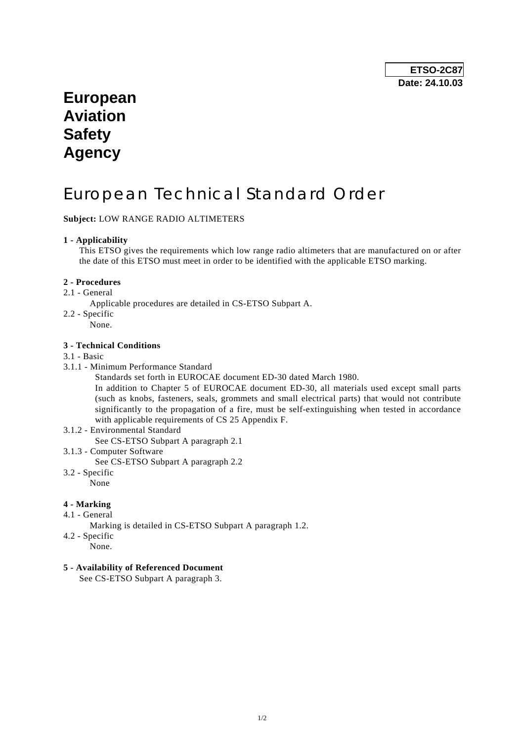**ETSO-2C87**
**Date: 24.10.03**

**European Aviation Safety Agency**

# European Technical Standard Order

**Subject:** LOW RANGE RADIO ALTIMETERS

**1 - Applicability**

This ETSO gives the requirements which low range radio altimeters that are manufactured on or after the date of this ETSO must meet in order to be identified with the applicable ETSO marking.

**2 - Procedures**

2.1 - General

Applicable procedures are detailed in CS-ETSO Subpart A.

2.2 - Specific

None.

**3 - Technical Conditions**

3.1 - Basic

3.1.1 - Minimum Performance Standard

Standards set forth in EUROCAE document ED-30 dated March 1980.

In addition to Chapter 5 of EUROCAE document ED-30, all materials used except small parts (such as knobs, fasteners, seals, grommets and small electrical parts) that would not contribute significantly to the propagation of a fire, must be self-extinguishing when tested in accordance with applicable requirements of CS 25 Appendix F.

3.1.2 - Environmental Standard

See CS-ETSO Subpart A paragraph 2.1

3.1.3 - Computer Software

See CS-ETSO Subpart A paragraph 2.2

3.2 - Specific

None

**4 - Marking**

4.1 - General

Marking is detailed in CS-ETSO Subpart A paragraph 1.2.

4.2 - Specific

None.

**5 - Availability of Referenced Document**

See CS-ETSO Subpart A paragraph 3.